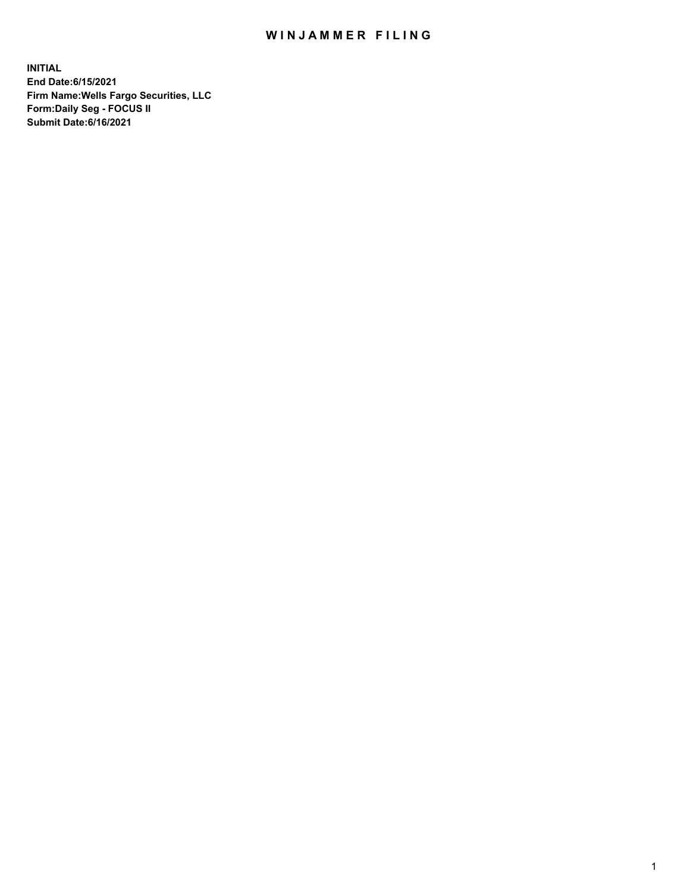# WINJAMMER FILING

**INITIAL**
**End Date:6/15/2021**
**Firm Name:Wells Fargo Securities, LLC**
**Form:Daily Seg - FOCUS II**
**Submit Date:6/16/2021**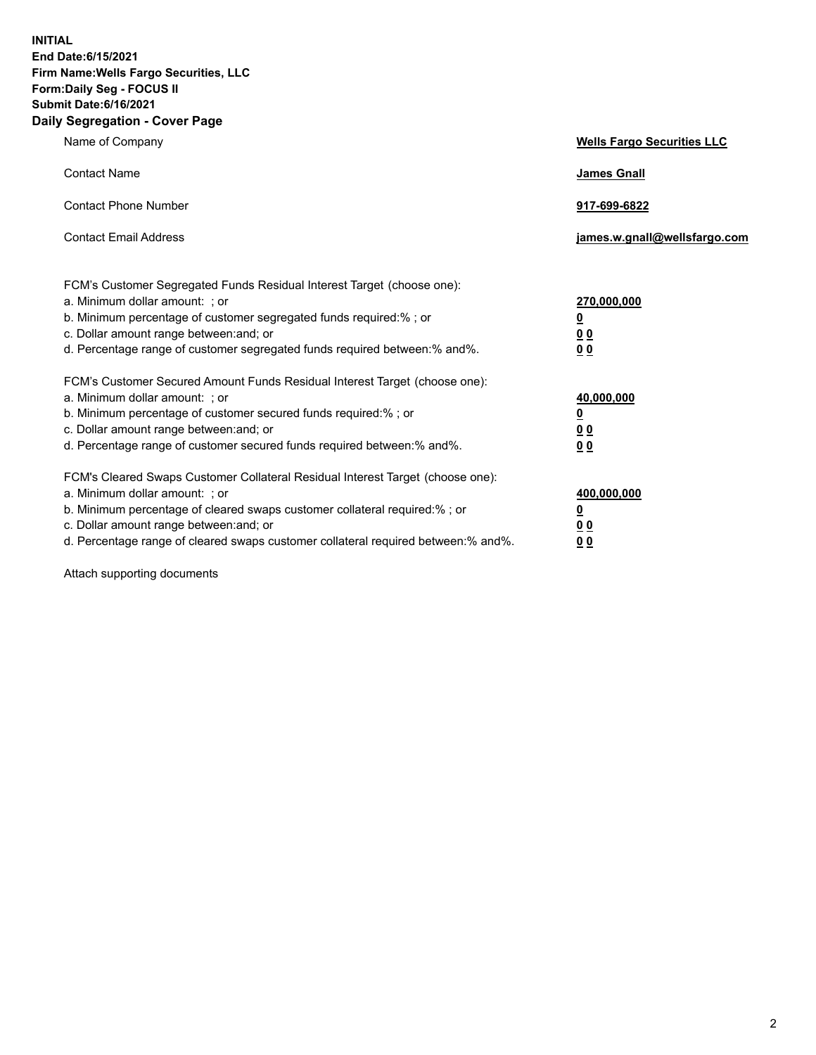**INITIAL**
**End Date:6/15/2021**
**Firm Name:Wells Fargo Securities, LLC**
**Form:Daily Seg - FOCUS II**
**Submit Date:6/16/2021**
**Daily Segregation - Cover Page**

| | |
|---|---|
| Name of Company | **Wells Fargo Securities LLC** |
| Contact Name | **James Gnall** |
| Contact Phone Number | **917-699-6822** |
| Contact Email Address | **james.w.gnall@wellsfargo.com** |

FCM's Customer Segregated Funds Residual Interest Target (choose one):

| | |
|---|---|
| a. Minimum dollar amount: ; or | **270,000,000** |
| b. Minimum percentage of customer segregated funds required:% ; or | **0** |
| c. Dollar amount range between:and; or | **0 0** |
| d. Percentage range of customer segregated funds required between:% and%. | **0 0** |

FCM's Customer Secured Amount Funds Residual Interest Target (choose one):

| | |
|---|---|
| a. Minimum dollar amount: ; or | **40,000,000** |
| b. Minimum percentage of customer secured funds required:% ; or | **0** |
| c. Dollar amount range between:and; or | **0 0** |
| d. Percentage range of customer secured funds required between:% and%. | **0 0** |

FCM's Cleared Swaps Customer Collateral Residual Interest Target (choose one):

| | |
|---|---|
| a. Minimum dollar amount: ; or | **400,000,000** |
| b. Minimum percentage of cleared swaps customer collateral required:% ; or | **0** |
| c. Dollar amount range between:and; or | **0 0** |
| d. Percentage range of cleared swaps customer collateral required between:% and%. | **0 0** |

Attach supporting documents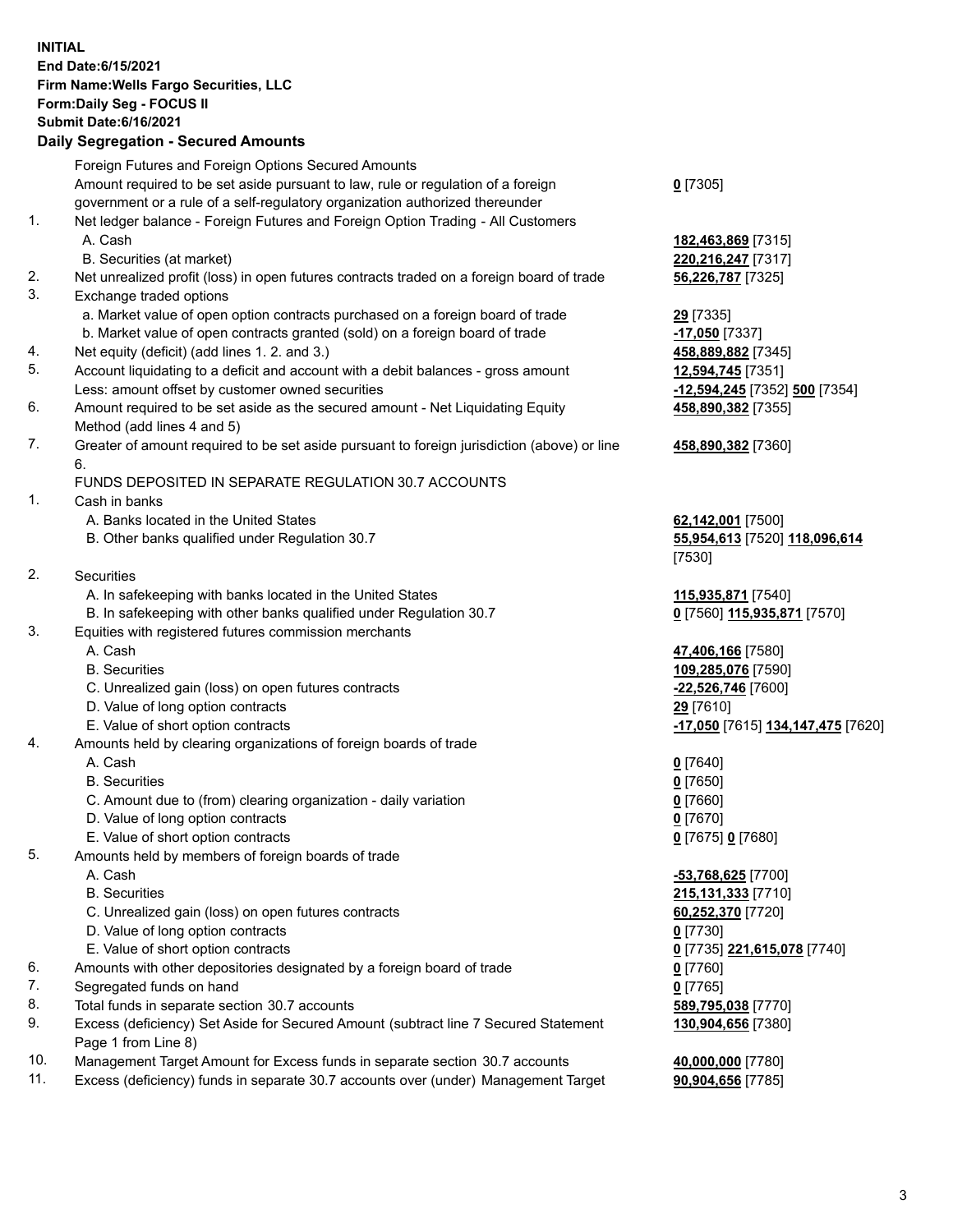**INITIAL**
**End Date:6/15/2021**
**Firm Name:Wells Fargo Securities, LLC**
**Form:Daily Seg - FOCUS II**
**Submit Date:6/16/2021**

**Daily Segregation - Secured Amounts**

| | | |
|---|---|---|
| | Foreign Futures and Foreign Options Secured Amounts | |
| | Amount required to be set aside pursuant to law, rule or regulation of a foreign government or a rule of a self-regulatory organization authorized thereunder | **0** [7305] |
| 1. | Net ledger balance - Foreign Futures and Foreign Option Trading - All Customers | |
| | A. Cash | **182,463,869** [7315] |
| | B. Securities (at market) | **220,216,247** [7317] |
| 2. | Net unrealized profit (loss) in open futures contracts traded on a foreign board of trade | **56,226,787** [7325] |
| 3. | Exchange traded options | |
| | a. Market value of open option contracts purchased on a foreign board of trade | **29** [7335] |
| | b. Market value of open contracts granted (sold) on a foreign board of trade | **-17,050** [7337] |
| 4. | Net equity (deficit) (add lines 1. 2. and 3.) | **458,889,882** [7345] |
| 5. | Account liquidating to a deficit and account with a debit balances - gross amount | **12,594,745** [7351] |
| | Less: amount offset by customer owned securities | **-12,594,245** [7352] **500** [7354] |
| 6. | Amount required to be set aside as the secured amount - Net Liquidating Equity Method (add lines 4 and 5) | **458,890,382** [7355] |
| 7. | Greater of amount required to be set aside pursuant to foreign jurisdiction (above) or line 6. | **458,890,382** [7360] |
| | FUNDS DEPOSITED IN SEPARATE REGULATION 30.7 ACCOUNTS | |
| 1. | Cash in banks | |
| | A. Banks located in the United States | **62,142,001** [7500] |
| | B. Other banks qualified under Regulation 30.7 | **55,954,613** [7520] **118,096,614** [7530] |
| 2. | Securities | |
| | A. In safekeeping with banks located in the United States | **115,935,871** [7540] |
| | B. In safekeeping with other banks qualified under Regulation 30.7 | **0** [7560] **115,935,871** [7570] |
| 3. | Equities with registered futures commission merchants | |
| | A. Cash | **47,406,166** [7580] |
| | B. Securities | **109,285,076** [7590] |
| | C. Unrealized gain (loss) on open futures contracts | **-22,526,746** [7600] |
| | D. Value of long option contracts | **29** [7610] |
| | E. Value of short option contracts | **-17,050** [7615] **134,147,475** [7620] |
| 4. | Amounts held by clearing organizations of foreign boards of trade | |
| | A. Cash | **0** [7640] |
| | B. Securities | **0** [7650] |
| | C. Amount due to (from) clearing organization - daily variation | **0** [7660] |
| | D. Value of long option contracts | **0** [7670] |
| | E. Value of short option contracts | **0** [7675] **0** [7680] |
| 5. | Amounts held by members of foreign boards of trade | |
| | A. Cash | **-53,768,625** [7700] |
| | B. Securities | **215,131,333** [7710] |
| | C. Unrealized gain (loss) on open futures contracts | **60,252,370** [7720] |
| | D. Value of long option contracts | **0** [7730] |
| | E. Value of short option contracts | **0** [7735] **221,615,078** [7740] |
| 6. | Amounts with other depositories designated by a foreign board of trade | **0** [7760] |
| 7. | Segregated funds on hand | **0** [7765] |
| 8. | Total funds in separate section 30.7 accounts | **589,795,038** [7770] |
| 9. | Excess (deficiency) Set Aside for Secured Amount (subtract line 7 Secured Statement Page 1 from Line 8) | **130,904,656** [7380] |
| 10. | Management Target Amount for Excess funds in separate section 30.7 accounts | **40,000,000** [7780] |
| 11. | Excess (deficiency) funds in separate 30.7 accounts over (under) Management Target | **90,904,656** [7785] |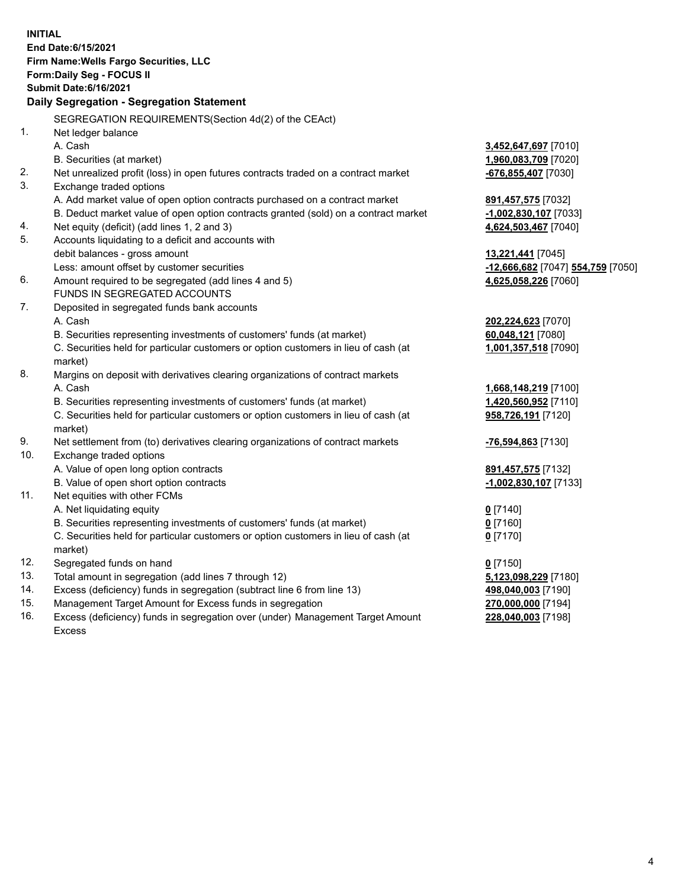**INITIAL**
**End Date:6/15/2021**
**Firm Name:Wells Fargo Securities, LLC**
**Form:Daily Seg - FOCUS II**
**Submit Date:6/16/2021**

**Daily Segregation - Segregation Statement**

| | | |
|---|---|---|
| | SEGREGATION REQUIREMENTS(Section 4d(2) of the CEAct) | |
| 1. | Net ledger balance | |
| | A. Cash | **3,452,647,697** [7010] |
| | B. Securities (at market) | **1,960,083,709** [7020] |
| 2. | Net unrealized profit (loss) in open futures contracts traded on a contract market | **-676,855,407** [7030] |
| 3. | Exchange traded options | |
| | A. Add market value of open option contracts purchased on a contract market | **891,457,575** [7032] |
| | B. Deduct market value of open option contracts granted (sold) on a contract market | **-1,002,830,107** [7033] |
| 4. | Net equity (deficit) (add lines 1, 2 and 3) | **4,624,503,467** [7040] |
| 5. | Accounts liquidating to a deficit and accounts with debit balances - gross amount | **13,221,441** [7045] |
| | Less: amount offset by customer securities | **-12,666,682** [7047] **554,759** [7050] |
| 6. | Amount required to be segregated (add lines 4 and 5) | **4,625,058,226** [7060] |
| | FUNDS IN SEGREGATED ACCOUNTS | |
| 7. | Deposited in segregated funds bank accounts | |
| | A. Cash | **202,224,623** [7070] |
| | B. Securities representing investments of customers' funds (at market) | **60,048,121** [7080] |
| | C. Securities held for particular customers or option customers in lieu of cash (at market) | **1,001,357,518** [7090] |
| 8. | Margins on deposit with derivatives clearing organizations of contract markets | |
| | A. Cash | **1,668,148,219** [7100] |
| | B. Securities representing investments of customers' funds (at market) | **1,420,560,952** [7110] |
| | C. Securities held for particular customers or option customers in lieu of cash (at market) | **958,726,191** [7120] |
| 9. | Net settlement from (to) derivatives clearing organizations of contract markets | **-76,594,863** [7130] |
| 10. | Exchange traded options | |
| | A. Value of open long option contracts | **891,457,575** [7132] |
| | B. Value of open short option contracts | **-1,002,830,107** [7133] |
| 11. | Net equities with other FCMs | |
| | A. Net liquidating equity | **0** [7140] |
| | B. Securities representing investments of customers' funds (at market) | **0** [7160] |
| | C. Securities held for particular customers or option customers in lieu of cash (at market) | **0** [7170] |
| 12. | Segregated funds on hand | **0** [7150] |
| 13. | Total amount in segregation (add lines 7 through 12) | **5,123,098,229** [7180] |
| 14. | Excess (deficiency) funds in segregation (subtract line 6 from line 13) | **498,040,003** [7190] |
| 15. | Management Target Amount for Excess funds in segregation | **270,000,000** [7194] |
| 16. | Excess (deficiency) funds in segregation over (under) Management Target Amount Excess | **228,040,003** [7198] |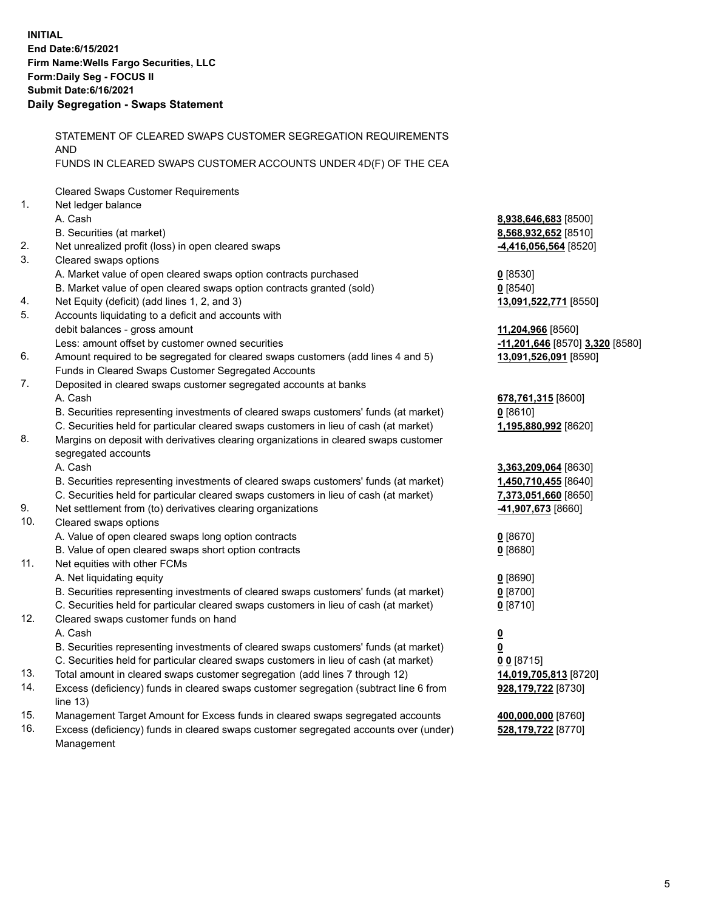**INITIAL**
**End Date:6/15/2021**
**Firm Name:Wells Fargo Securities, LLC**
**Form:Daily Seg - FOCUS II**
**Submit Date:6/16/2021**
**Daily Segregation - Swaps Statement**

STATEMENT OF CLEARED SWAPS CUSTOMER SEGREGATION REQUIREMENTS AND FUNDS IN CLEARED SWAPS CUSTOMER ACCOUNTS UNDER 4D(F) OF THE CEA

| | | |
|---|---|---|
| | Cleared Swaps Customer Requirements | |
| 1. | Net ledger balance | |
| | A. Cash | **8,938,646,683** [8500] |
| | B. Securities (at market) | **8,568,932,652** [8510] |
| 2. | Net unrealized profit (loss) in open cleared swaps | **-4,416,056,564** [8520] |
| 3. | Cleared swaps options | |
| | A. Market value of open cleared swaps option contracts purchased | **0** [8530] |
| | B. Market value of open cleared swaps option contracts granted (sold) | **0** [8540] |
| 4. | Net Equity (deficit) (add lines 1, 2, and 3) | **13,091,522,771** [8550] |
| 5. | Accounts liquidating to a deficit and accounts with debit balances - gross amount | **11,204,966** [8560] |
| | Less: amount offset by customer owned securities | **-11,201,646** [8570] **3,320** [8580] |
| 6. | Amount required to be segregated for cleared swaps customers (add lines 4 and 5) | **13,091,526,091** [8590] |
| | Funds in Cleared Swaps Customer Segregated Accounts | |
| 7. | Deposited in cleared swaps customer segregated accounts at banks | |
| | A. Cash | **678,761,315** [8600] |
| | B. Securities representing investments of cleared swaps customers' funds (at market) | **0** [8610] |
| | C. Securities held for particular cleared swaps customers in lieu of cash (at market) | **1,195,880,992** [8620] |
| 8. | Margins on deposit with derivatives clearing organizations in cleared swaps customer segregated accounts | |
| | A. Cash | **3,363,209,064** [8630] |
| | B. Securities representing investments of cleared swaps customers' funds (at market) | **1,450,710,455** [8640] |
| | C. Securities held for particular cleared swaps customers in lieu of cash (at market) | **7,373,051,660** [8650] |
| 9. | Net settlement from (to) derivatives clearing organizations | **-41,907,673** [8660] |
| 10. | Cleared swaps options | |
| | A. Value of open cleared swaps long option contracts | **0** [8670] |
| | B. Value of open cleared swaps short option contracts | **0** [8680] |
| 11. | Net equities with other FCMs | |
| | A. Net liquidating equity | **0** [8690] |
| | B. Securities representing investments of cleared swaps customers' funds (at market) | **0** [8700] |
| | C. Securities held for particular cleared swaps customers in lieu of cash (at market) | **0** [8710] |
| 12. | Cleared swaps customer funds on hand | |
| | A. Cash | **0** |
| | B. Securities representing investments of cleared swaps customers' funds (at market) | **0** |
| | C. Securities held for particular cleared swaps customers in lieu of cash (at market) | **0** **0** [8715] |
| 13. | Total amount in cleared swaps customer segregation (add lines 7 through 12) | **14,019,705,813** [8720] |
| 14. | Excess (deficiency) funds in cleared swaps customer segregation (subtract line 6 from line 13) | **928,179,722** [8730] |
| 15. | Management Target Amount for Excess funds in cleared swaps segregated accounts | **400,000,000** [8760] |
| 16. | Excess (deficiency) funds in cleared swaps customer segregated accounts over (under) Management | **528,179,722** [8770] |